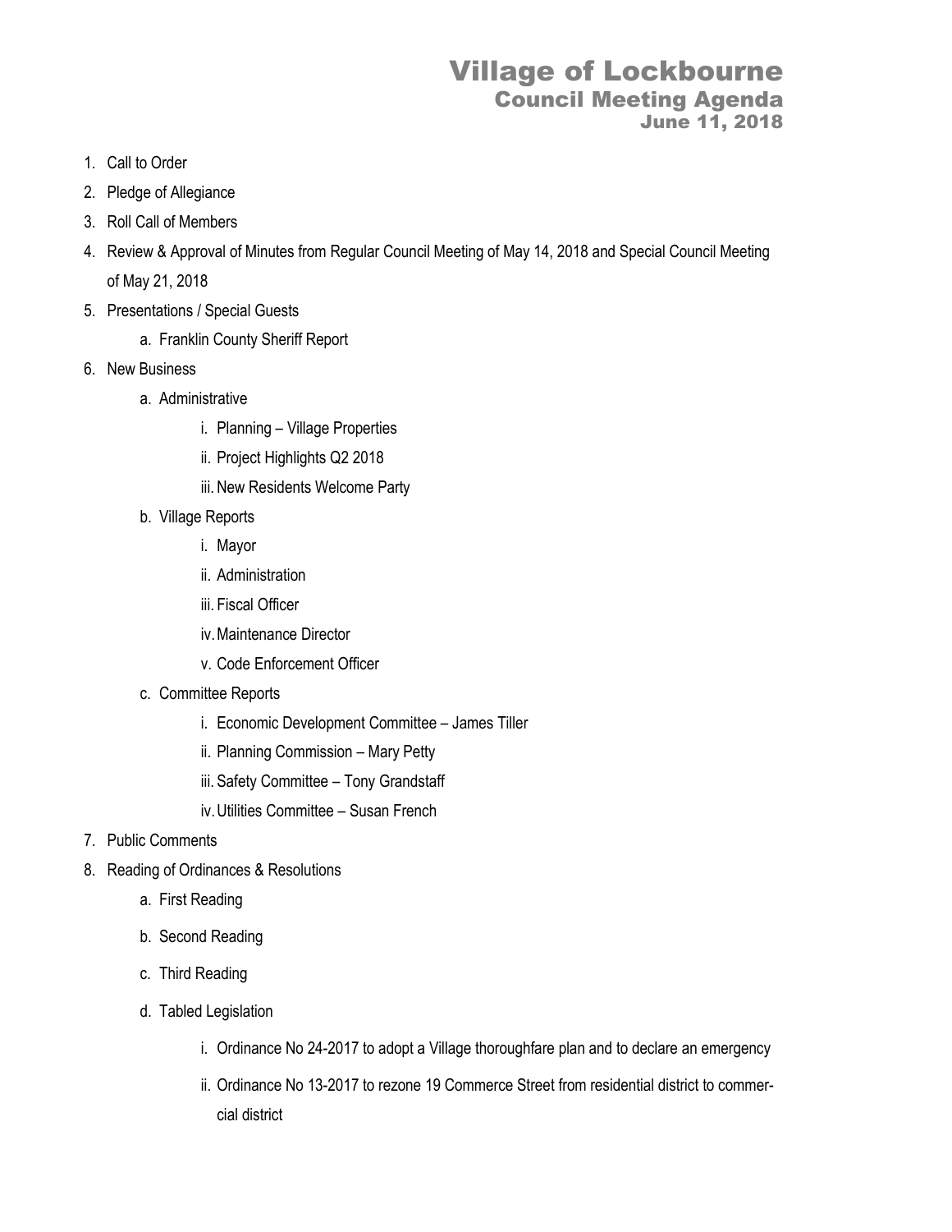# Village of Lockbourne
## Council Meeting Agenda
### June 11, 2018

1. Call to Order
2. Pledge of Allegiance
3. Roll Call of Members
4. Review & Approval of Minutes from Regular Council Meeting of May 14, 2018 and Special Council Meeting of May 21, 2018
5. Presentations / Special Guests
    a. Franklin County Sheriff Report
6. New Business
    a. Administrative
        i. Planning – Village Properties
        ii. Project Highlights Q2 2018
        iii. New Residents Welcome Party
    b. Village Reports
        i. Mayor
        ii. Administration
        iii. Fiscal Officer
        iv. Maintenance Director
        v. Code Enforcement Officer
    c. Committee Reports
        i. Economic Development Committee – James Tiller
        ii. Planning Commission – Mary Petty
        iii. Safety Committee – Tony Grandstaff
        iv. Utilities Committee – Susan French
7. Public Comments
8. Reading of Ordinances & Resolutions
    a. First Reading
    b. Second Reading
    c. Third Reading
    d. Tabled Legislation
        i. Ordinance No 24-2017 to adopt a Village thoroughfare plan and to declare an emergency
        ii. Ordinance No 13-2017 to rezone 19 Commerce Street from residential district to commercial district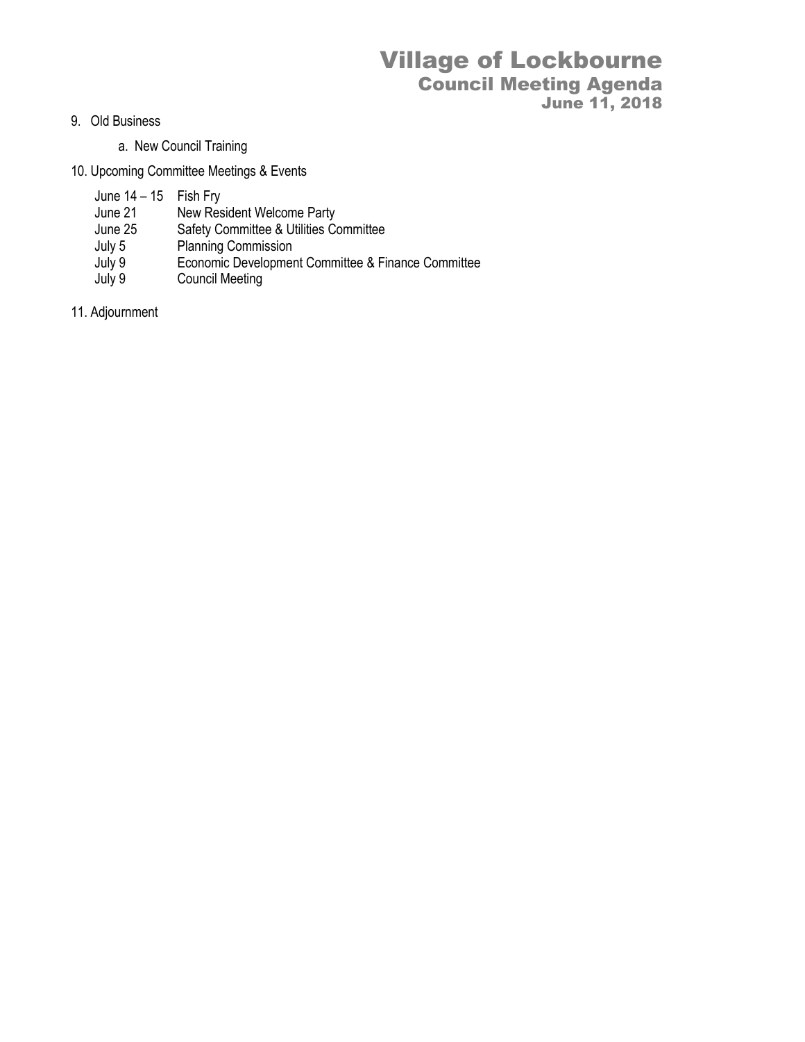9. Old Business

   a. New Council Training

10. Upcoming Committee Meetings & Events

| | |
|---|---|
| June 14 – 15 | Fish Fry |
| June 21 | New Resident Welcome Party |
| June 25 | Safety Committee & Utilities Committee |
| July 5 | Planning Commission |
| July 9 | Economic Development Committee & Finance Committee |
| July 9 | Council Meeting |

11. Adjournment